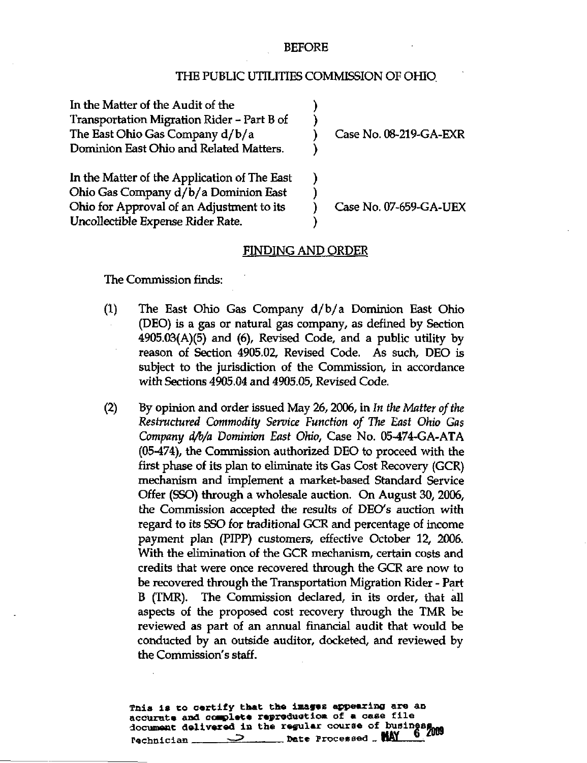BEFORE

THE PUBLIC UTILITIES COMMISSION OF OHIO

| | | |
|---|---|---|
| In the Matter of the Audit of the Transportation Migration Rider - Part B of The East Ohio Gas Company d/b/a Dominion East Ohio and Related Matters. | ) | Case No. 08-219-GA-EXR |
| In the Matter of the Application of The East Ohio Gas Company d/b/a Dominion East Ohio for Approval of an Adjustment to its Uncollectible Expense Rider Rate. | ) | Case No. 07-659-GA-UEX |

## FINDING AND ORDER

The Commission finds:

(1) The East Ohio Gas Company d/b/a Dominion East Ohio (DEO) is a gas or natural gas company, as defined by Section 4905.03(A)(5) and (6), Revised Code, and a public utility by reason of Section 4905.02, Revised Code. As such, DEO is subject to the jurisdiction of the Commission, in accordance with Sections 4905.04 and 4905.05, Revised Code.

(2) By opinion and order issued May 26, 2006, in *In the Matter of the Restructured Commodity Service Function of The East Ohio Gas Company d/b/a Dominion East Ohio*, Case No. 05-474-GA-ATA (05-474), the Commission authorized DEO to proceed with the first phase of its plan to eliminate its Gas Cost Recovery (GCR) mechanism and implement a market-based Standard Service Offer (SSO) through a wholesale auction. On August 30, 2006, the Commission accepted the results of DEO's auction with regard to its SSO for traditional GCR and percentage of income payment plan (PIPP) customers, effective October 12, 2006. With the elimination of the GCR mechanism, certain costs and credits that were once recovered through the GCR are now to be recovered through the Transportation Migration Rider - Part B (TMR). The Commission declared, in its order, that all aspects of the proposed cost recovery through the TMR be reviewed as part of an annual financial audit that would be conducted by an outside auditor, docketed, and reviewed by the Commission's staff.

This is to certify that the images appearing are an accurate and complete reproduction of a case file document delivered in the regular course of business. Technician ____ Date Processed MAY 6 2009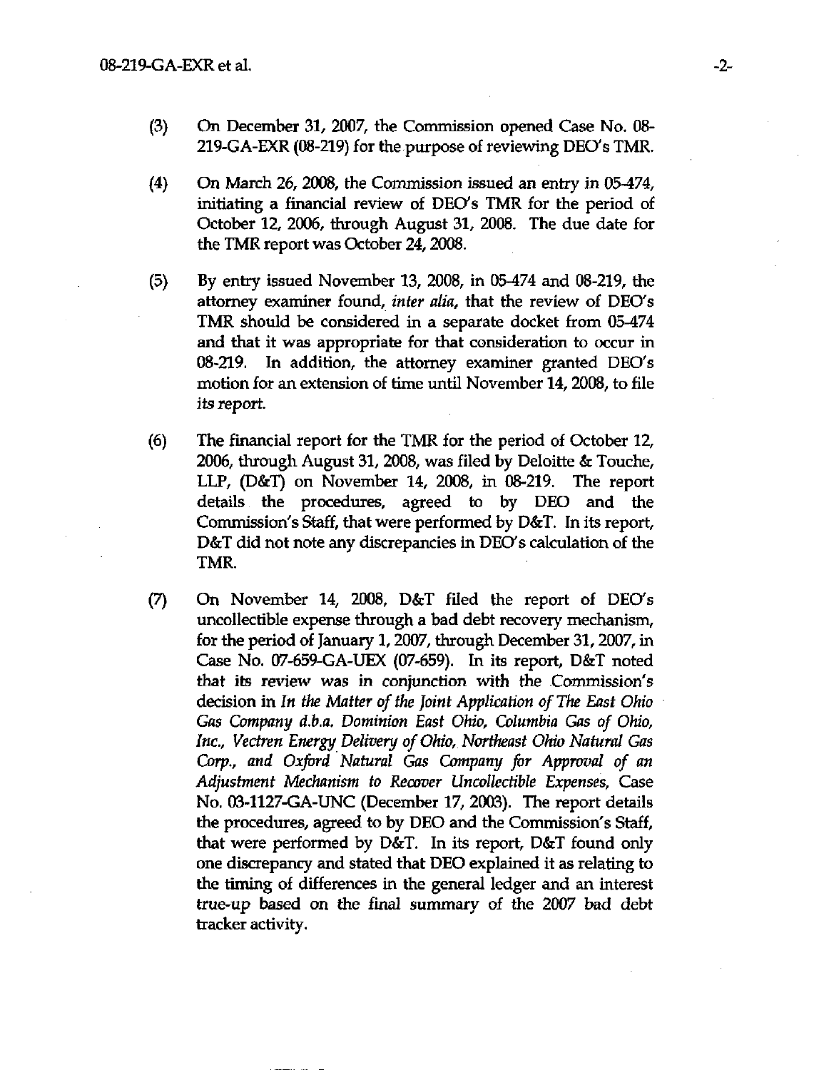(3) On December 31, 2007, the Commission opened Case No. 08-219-GA-EXR (08-219) for the purpose of reviewing DEO's TMR.

(4) On March 26, 2008, the Commission issued an entry in 05-474, initiating a financial review of DEO's TMR for the period of October 12, 2006, through August 31, 2008. The due date for the TMR report was October 24, 2008.

(5) By entry issued November 13, 2008, in 05-474 and 08-219, the attorney examiner found, *inter alia*, that the review of DEO's TMR should be considered in a separate docket from 05-474 and that it was appropriate for that consideration to occur in 08-219. In addition, the attorney examiner granted DEO's motion for an extension of time until November 14, 2008, to file its report.

(6) The financial report for the TMR for the period of October 12, 2006, through August 31, 2008, was filed by Deloitte & Touche, LLP, (D&T) on November 14, 2008, in 08-219. The report details the procedures, agreed to by DEO and the Commission's Staff, that were performed by D&T. In its report, D&T did not note any discrepancies in DEO's calculation of the TMR.

(7) On November 14, 2008, D&T filed the report of DEO's uncollectible expense through a bad debt recovery mechanism, for the period of January 1, 2007, through December 31, 2007, in Case No. 07-659-GA-UEX (07-659). In its report, D&T noted that its review was in conjunction with the Commission's decision in *In the Matter of the Joint Application of The East Ohio Gas Company d.b.a. Dominion East Ohio, Columbia Gas of Ohio, Inc., Vectren Energy Delivery of Ohio, Northeast Ohio Natural Gas Corp., and Oxford Natural Gas Company for Approval of an Adjustment Mechanism to Recover Uncollectible Expenses*, Case No. 03-1127-GA-UNC (December 17, 2003). The report details the procedures, agreed to by DEO and the Commission's Staff, that were performed by D&T. In its report, D&T found only one discrepancy and stated that DEO explained it as relating to the timing of differences in the general ledger and an interest true-up based on the final summary of the 2007 bad debt tracker activity.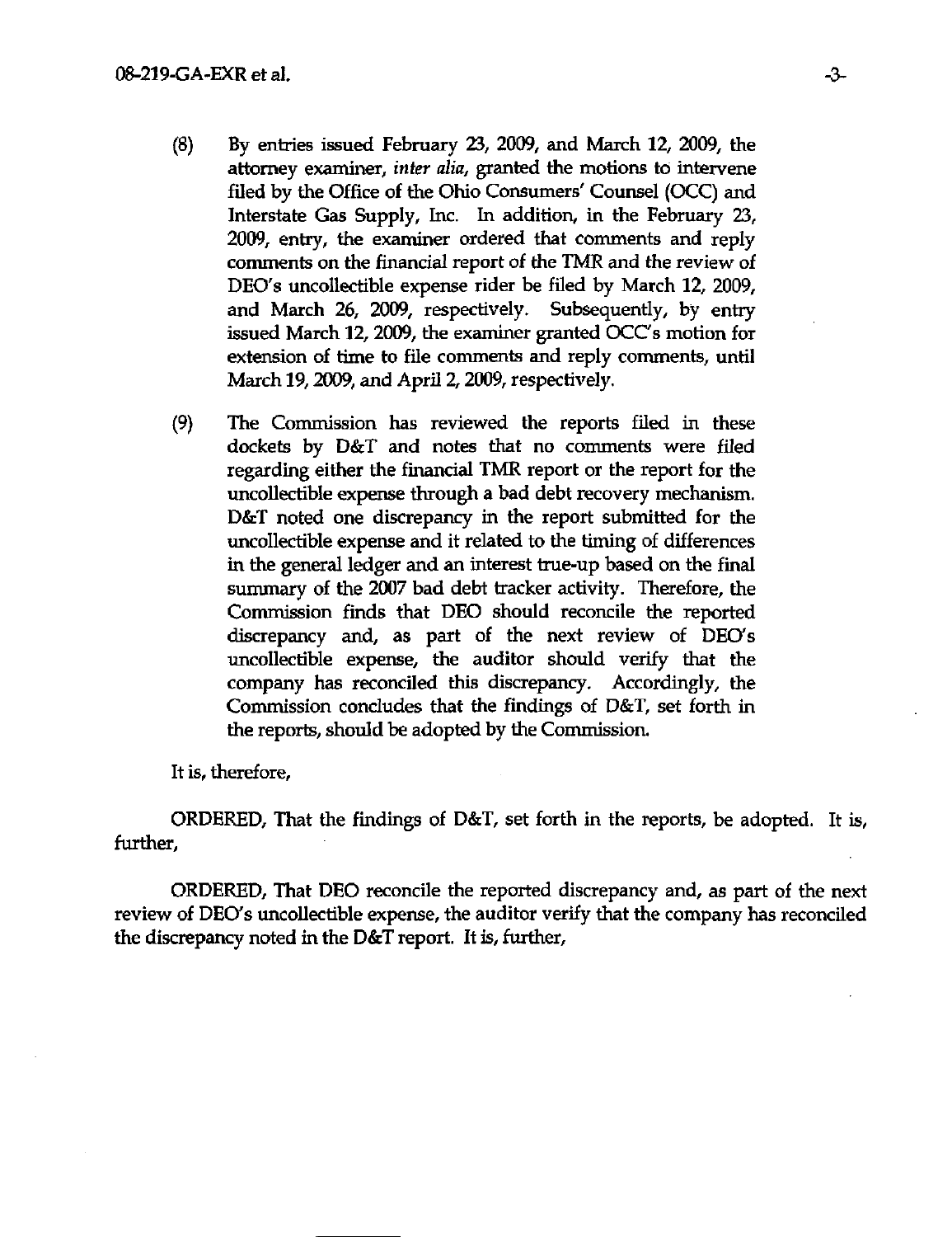(8) By entries issued February 23, 2009, and March 12, 2009, the attorney examiner, *inter alia*, granted the motions to intervene filed by the Office of the Ohio Consumers' Counsel (OCC) and Interstate Gas Supply, Inc. In addition, in the February 23, 2009, entry, the examiner ordered that comments and reply comments on the financial report of the TMR and the review of DEO's uncollectible expense rider be filed by March 12, 2009, and March 26, 2009, respectively. Subsequently, by entry issued March 12, 2009, the examiner granted OCC's motion for extension of time to file comments and reply comments, until March 19, 2009, and April 2, 2009, respectively.

(9) The Commission has reviewed the reports filed in these dockets by D&T and notes that no comments were filed regarding either the financial TMR report or the report for the uncollectible expense through a bad debt recovery mechanism. D&T noted one discrepancy in the report submitted for the uncollectible expense and it related to the timing of differences in the general ledger and an interest true-up based on the final summary of the 2007 bad debt tracker activity. Therefore, the Commission finds that DEO should reconcile the reported discrepancy and, as part of the next review of DEO's uncollectible expense, the auditor should verify that the company has reconciled this discrepancy. Accordingly, the Commission concludes that the findings of D&T, set forth in the reports, should be adopted by the Commission.

It is, therefore,

ORDERED, That the findings of D&T, set forth in the reports, be adopted. It is, further,

ORDERED, That DEO reconcile the reported discrepancy and, as part of the next review of DEO's uncollectible expense, the auditor verify that the company has reconciled the discrepancy noted in the D&T report. It is, further,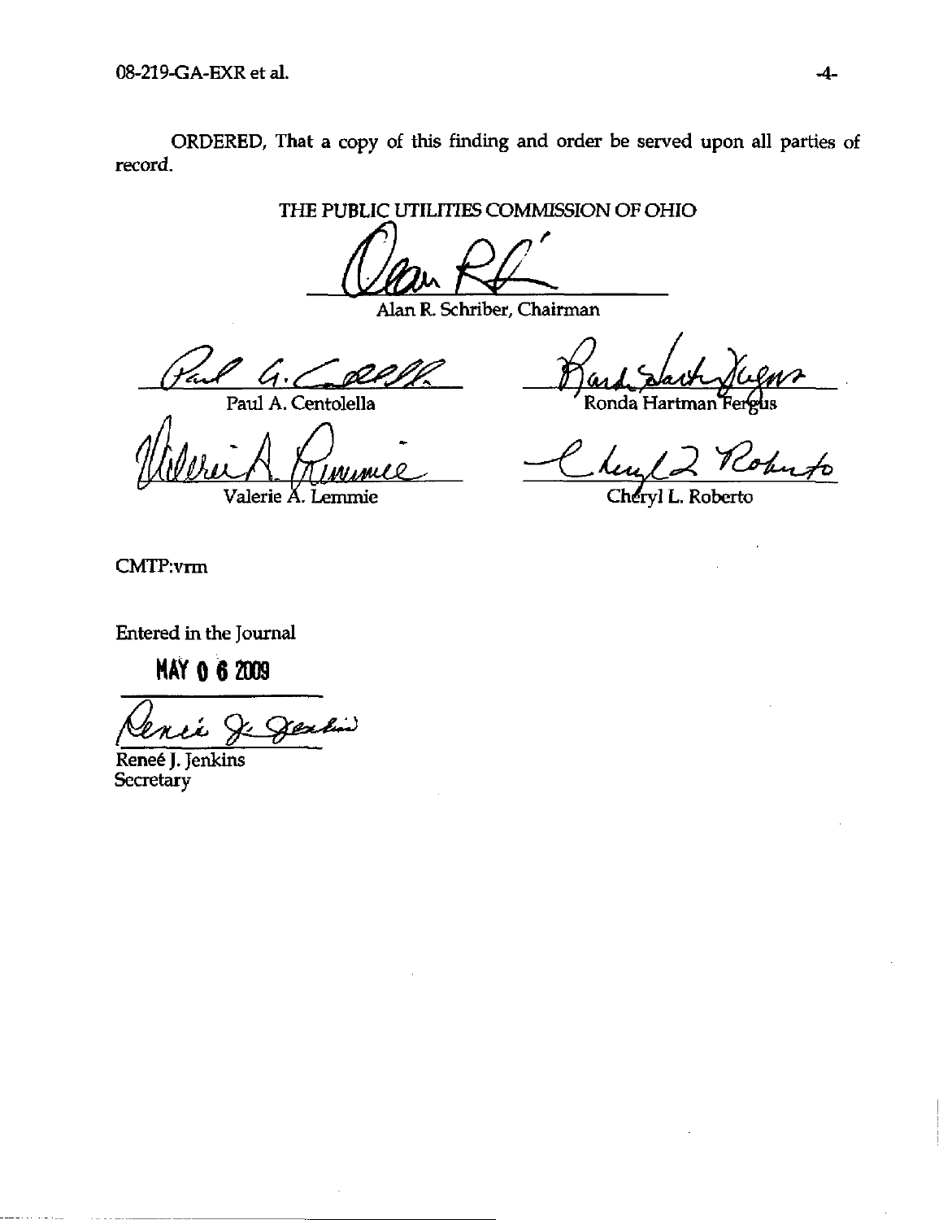ORDERED, That a copy of this finding and order be served upon all parties of record.

THE PUBLIC UTILITIES COMMISSION OF OHIO

Alan R. Schriber, Chairman

Paul A. Centolella

Ronda Hartman Fergus

Valerie A. Lemmie

Cheryl L. Roberto

CMTP:vrm

Entered in the Journal

MAY 0 6 2009

Reneé J. Jenkins
Secretary